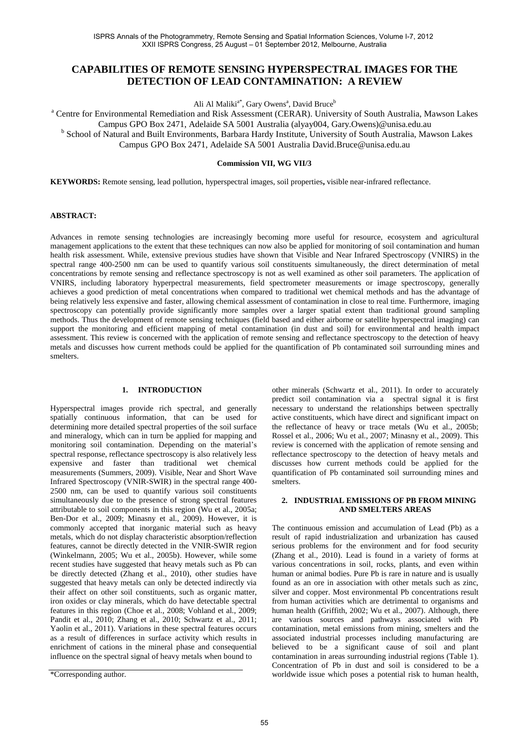# CAPABILITIES OF REMOTE SENSING HYPERSPECTRAL IMAGES FOR THE DETECTION OF LEAD CONTAMINATION: A REVIEW

Ali Al Maliki[a*], Gary Owens[a], David Bruce[b]

[a] Centre for Environmental Remediation and Risk Assessment (CERAR). University of South Australia, Mawson Lakes Campus GPO Box 2471, Adelaide SA 5001 Australia (alyay004, Gary.Owens)@unisa.edu.au

[b] School of Natural and Built Environments, Barbara Hardy Institute, University of South Australia, Mawson Lakes Campus GPO Box 2471, Adelaide SA 5001 Australia David.Bruce@unisa.edu.au

**Commission VII, WG VII/3**

**KEYWORDS:** Remote sensing, lead pollution, hyperspectral images, soil properties**,** visible near-infrared reflectance.

## ABSTRACT:

Advances in remote sensing technologies are increasingly becoming more useful for resource, ecosystem and agricultural management applications to the extent that these techniques can now also be applied for monitoring of soil contamination and human health risk assessment. While, extensive previous studies have shown that Visible and Near Infrared Spectroscopy (VNIRS) in the spectral range 400-2500 nm can be used to quantify various soil constituents simultaneously, the direct determination of metal concentrations by remote sensing and reflectance spectroscopy is not as well examined as other soil parameters. The application of VNIRS, including laboratory hyperpectral measurements, field spectrometer measurements or image spectroscopy, generally achieves a good prediction of metal concentrations when compared to traditional wet chemical methods and has the advantage of being relatively less expensive and faster, allowing chemical assessment of contamination in close to real time. Furthermore, imaging spectroscopy can potentially provide significantly more samples over a larger spatial extent than traditional ground sampling methods. Thus the development of remote sensing techniques (field based and either airborne or satellite hyperspectral imaging) can support the monitoring and efficient mapping of metal contamination (in dust and soil) for environmental and health impact assessment. This review is concerned with the application of remote sensing and reflectance spectroscopy to the detection of heavy metals and discusses how current methods could be applied for the quantification of Pb contaminated soil surrounding mines and smelters.

## 1. INTRODUCTION

Hyperspectral images provide rich spectral, and generally spatially continuous information, that can be used for determining more detailed spectral properties of the soil surface and mineralogy, which can in turn be applied for mapping and monitoring soil contamination. Depending on the material's spectral response, reflectance spectroscopy is also relatively less expensive and faster than traditional wet chemical measurements (Summers, 2009). Visible, Near and Short Wave Infrared Spectroscopy (VNIR-SWIR) in the spectral range 400-2500 nm, can be used to quantify various soil constituents simultaneously due to the presence of strong spectral features attributable to soil components in this region (Wu et al., 2005a; Ben-Dor et al., 2009; Minasny et al., 2009). However, it is commonly accepted that inorganic material such as heavy metals, which do not display characteristic absorption/reflection features, cannot be directly detected in the VNIR-SWIR region (Winkelmann, 2005; Wu et al., 2005b). However, while some recent studies have suggested that heavy metals such as Pb can be directly detected (Zhang et al., 2010), other studies have suggested that heavy metals can only be detected indirectly via their affect on other soil constituents, such as organic matter, iron oxides or clay minerals, which do have detectable spectral features in this region (Choe et al., 2008; Vohland et al., 2009; Pandit et al., 2010; Zhang et al., 2010; Schwartz et al., 2011; Yaolin et al., 2011). Variations in these spectral features occurs as a result of differences in surface activity which results in enrichment of cations in the mineral phase and consequential influence on the spectral signal of heavy metals when bound to other minerals (Schwartz et al., 2011). In order to accurately predict soil contamination via a spectral signal it is first necessary to understand the relationships between spectrally active constituents, which have direct and significant impact on the reflectance of heavy or trace metals (Wu et al., 2005b; Rossel et al., 2006; Wu et al., 2007; Minasny et al., 2009). This review is concerned with the application of remote sensing and reflectance spectroscopy to the detection of heavy metals and discusses how current methods could be applied for the quantification of Pb contaminated soil surrounding mines and smelters.

## 2. INDUSTRIAL EMISSIONS OF PB FROM MINING AND SMELTERS AREAS

The continuous emission and accumulation of Lead (Pb) as a result of rapid industrialization and urbanization has caused serious problems for the environment and for food security (Zhang et al., 2010). Lead is found in a variety of forms at various concentrations in soil, rocks, plants, and even within human or animal bodies. Pure Pb is rare in nature and is usually found as an ore in association with other metals such as zinc, silver and copper. Most environmental Pb concentrations result from human activities which are detrimental to organisms and human health (Griffith, 2002; Wu et al., 2007). Although, there are various sources and pathways associated with Pb contamination, metal emissions from mining, smelters and the associated industrial processes including manufacturing are believed to be a significant cause of soil and plant contamination in areas surrounding industrial regions (Table 1). Concentration of Pb in dust and soil is considered to be a worldwide issue which poses a potential risk to human health,

*Corresponding author.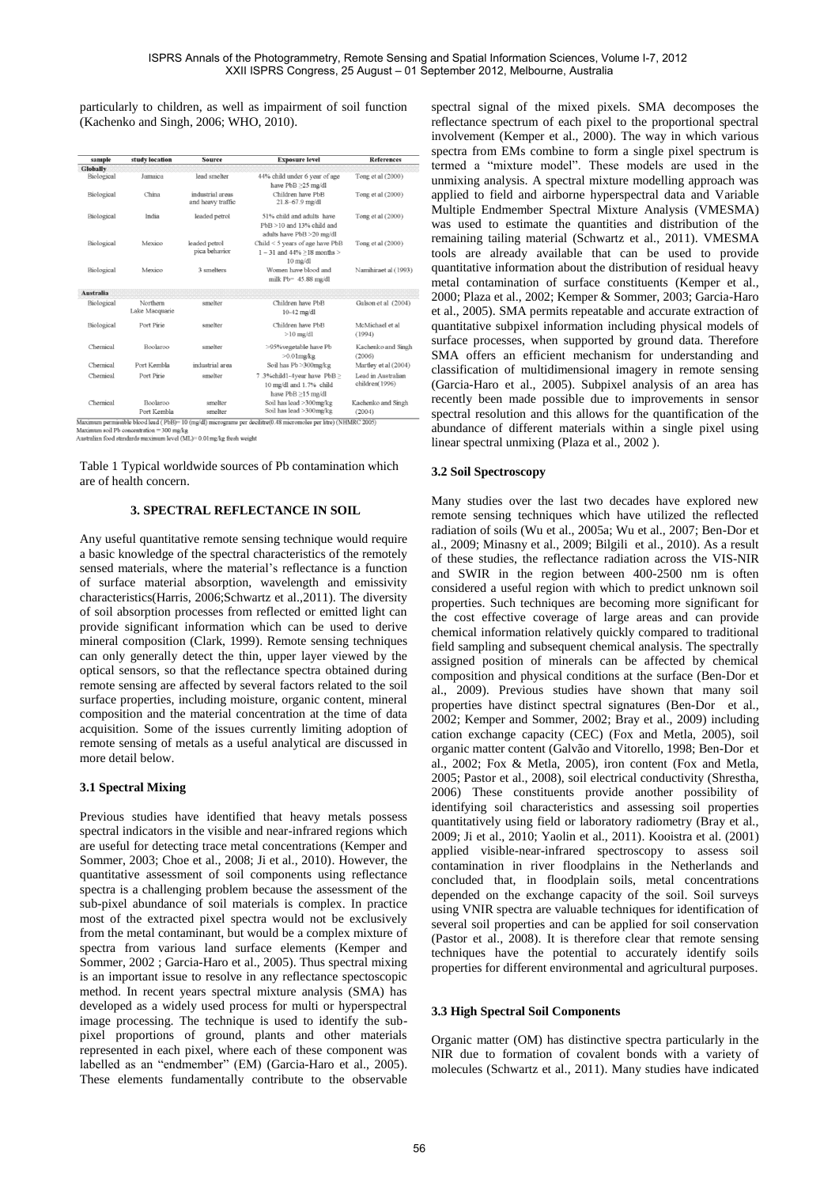particularly to children, as well as impairment of soil function (Kachenko and Singh, 2006; WHO, 2010).

| sample | study location | Source | Exposure level | References |
|---|---|---|---|---|
| **Globally** | | | | |
| Biological | Jamaica | lead smelter | 44% child under 6 year of age have PbB ≥25 mg/dl | Tong et al (2000) |
| Biological | China | industrial areas and heavy traffic | Children have PbB 21.8–67.9 mg/dl | Tong et al (2000) |
| Biological | India | leaded petrol | 51% child and adults have PbB >10 and 13% child and adults have PbB >20 mg/dl | Tong et al (2000) |
| Biological | Mexico | leaded petrol pica behavior | Child < 5 years of age have PbB 1 – 31 and 44% ≥18 months > 10 mg/dl | Tong et al (2000) |
| Biological | Mexico | 3 smelters | Women have blood and milk Pb= 45.88 mg/dl | Namihiraet al (1993) |
| **Australia** | | | | |
| Biological | Northern Lake Macquarie | smelter | Children have PbB 10-42 mg/dl | Gulson et al (2004) |
| Biological | Port Pirie | smelter | Children have PbB >10 mg/dl | McMichael et al (1994) |
| Chemical | Boolaroo | smelter | >95%vegetable have Pb >0.01mg/kg | Kachenko and Singh (2006) |
| Chemical | Port Kembla | industrial area | Soil has Pb >300mg/kg | Martley et al (2004) |
| Chemical | Port Pirie | smelter | 7.3%child1-4year have PbB ≥ 10 mg/dl and 1.7% child have PbB ≥15 mg/dl | Lead in Australian children(1996) |
| Chemical | Boolaroo<br>Port Kembla | smelter<br>smelter | Soil has lead >300mg/kg<br>Soil has lead >300mg/kg | Kachenko and Singh (2004) |

Maximum permissible blood lead ( PbB)= 10 (mg/dl) micrograms per decilitre(0.48 micromoles per litre) (NHMRC 2005)
Maximum soil Pb concentration = 300 mg/kg
Australian food standards maximum level (ML)= 0.01mg/kg fresh weight

Table 1 Typical worldwide sources of Pb contamination which are of health concern.

## 3. SPECTRAL REFLECTANCE IN SOIL

Any useful quantitative remote sensing technique would require a basic knowledge of the spectral characteristics of the remotely sensed materials, where the material's reflectance is a function of surface material absorption, wavelength and emissivity characteristics(Harris, 2006;Schwartz et al.,2011). The diversity of soil absorption processes from reflected or emitted light can provide significant information which can be used to derive mineral composition (Clark, 1999). Remote sensing techniques can only generally detect the thin, upper layer viewed by the optical sensors, so that the reflectance spectra obtained during remote sensing are affected by several factors related to the soil surface properties, including moisture, organic content, mineral composition and the material concentration at the time of data acquisition. Some of the issues currently limiting adoption of remote sensing of metals as a useful analytical are discussed in more detail below.

### 3.1 Spectral Mixing

Previous studies have identified that heavy metals possess spectral indicators in the visible and near-infrared regions which are useful for detecting trace metal concentrations (Kemper and Sommer, 2003; Choe et al., 2008; Ji et al., 2010). However, the quantitative assessment of soil components using reflectance spectra is a challenging problem because the assessment of the sub-pixel abundance of soil materials is complex. In practice most of the extracted pixel spectra would not be exclusively from the metal contaminant, but would be a complex mixture of spectra from various land surface elements (Kemper and Sommer, 2002 ; Garcia-Haro et al., 2005). Thus spectral mixing is an important issue to resolve in any reflectance spectoscopic method. In recent years spectral mixture analysis (SMA) has developed as a widely used process for multi or hyperspectral image processing. The technique is used to identify the sub-pixel proportions of ground, plants and other materials represented in each pixel, where each of these component was labelled as an "endmember" (EM) (Garcia-Haro et al., 2005). These elements fundamentally contribute to the observable spectral signal of the mixed pixels. SMA decomposes the reflectance spectrum of each pixel to the proportional spectral involvement (Kemper et al., 2000). The way in which various spectra from EMs combine to form a single pixel spectrum is termed a "mixture model". These models are used in the unmixing analysis. A spectral mixture modelling approach was applied to field and airborne hyperspectral data and Variable Multiple Endmember Spectral Mixture Analysis (VMESMA) was used to estimate the quantities and distribution of the remaining tailing material (Schwartz et al., 2011). VMESMA tools are already available that can be used to provide quantitative information about the distribution of residual heavy metal contamination of surface constituents (Kemper et al., 2000; Plaza et al., 2002; Kemper & Sommer, 2003; Garcia-Haro et al., 2005). SMA permits repeatable and accurate extraction of quantitative subpixel information including physical models of surface processes, when supported by ground data. Therefore SMA offers an efficient mechanism for understanding and classification of multidimensional imagery in remote sensing (Garcia-Haro et al., 2005). Subpixel analysis of an area has recently been made possible due to improvements in sensor spectral resolution and this allows for the quantification of the abundance of different materials within a single pixel using linear spectral unmixing (Plaza et al., 2002 ).

### 3.2 Soil Spectroscopy

Many studies over the last two decades have explored new remote sensing techniques which have utilized the reflected radiation of soils (Wu et al., 2005a; Wu et al., 2007; Ben-Dor et al., 2009; Minasny et al., 2009; Bilgili et al., 2010). As a result of these studies, the reflectance radiation across the VIS-NIR and SWIR in the region between 400-2500 nm is often considered a useful region with which to predict unknown soil properties. Such techniques are becoming more significant for the cost effective coverage of large areas and can provide chemical information relatively quickly compared to traditional field sampling and subsequent chemical analysis. The spectrally assigned position of minerals can be affected by chemical composition and physical conditions at the surface (Ben-Dor et al., 2009). Previous studies have shown that many soil properties have distinct spectral signatures (Ben-Dor et al., 2002; Kemper and Sommer, 2002; Bray et al., 2009) including cation exchange capacity (CEC) (Fox and Metla, 2005), soil organic matter content (Galvão and Vitorello, 1998; Ben-Dor et al., 2002; Fox & Metla, 2005), iron content (Fox and Metla, 2005; Pastor et al., 2008), soil electrical conductivity (Shrestha, 2006) These constituents provide another possibility of identifying soil characteristics and assessing soil properties quantitatively using field or laboratory radiometry (Bray et al., 2009; Ji et al., 2010; Yaolin et al., 2011). Kooistra et al. (2001) applied visible-near-infrared spectroscopy to assess soil contamination in river floodplains in the Netherlands and concluded that, in floodplain soils, metal concentrations depended on the exchange capacity of the soil. Soil surveys using VNIR spectra are valuable techniques for identification of several soil properties and can be applied for soil conservation (Pastor et al., 2008). It is therefore clear that remote sensing techniques have the potential to accurately identify soils properties for different environmental and agricultural purposes.

### 3.3 High Spectral Soil Components

Organic matter (OM) has distinctive spectra particularly in the NIR due to formation of covalent bonds with a variety of molecules (Schwartz et al., 2011). Many studies have indicated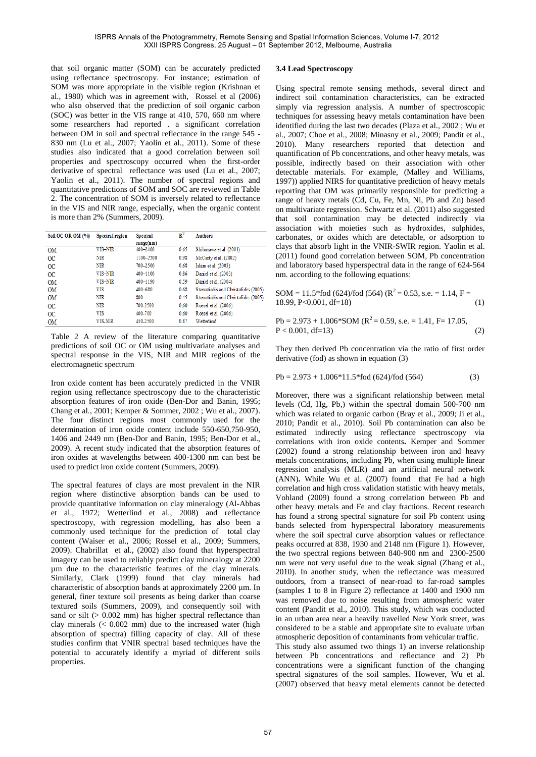that soil organic matter (SOM) can be accurately predicted using reflectance spectroscopy. For instance; estimation of SOM was more appropriate in the visible region (Krishnan et al., 1980) which was in agreement with, Rossel et al (2006) who also observed that the prediction of soil organic carbon (SOC) was better in the VIS range at 410, 570, 660 nm where some researchers had reported . a significant correlation between OM in soil and spectral reflectance in the range 545 - 830 nm (Lu et al., 2007; Yaolin et al., 2011). Some of these studies also indicated that a good correlation between soil properties and spectroscopy occurred when the first-order derivative of spectral reflectance was used (Lu et al., 2007; Yaolin et al., 2011). The number of spectral regions and quantitative predictions of SOM and SOC are reviewed in Table 2. The concentration of SOM is inversely related to reflectance in the VIS and NIR range, especially, when the organic content is more than 2% (Summers, 2009).

| Soil OC OR OM (%) | Spectral region | Spectral range(nm) | $R^2$ | Authors |
|---|---|---|---|---|
| OM | VIS–NIR | 400–2400 | 0.65 | Shibusawa et al. (2001) |
| OC | NIR | 1100–2500 | 0.98 | McCarty et al. (2002) |
| OC | NIR | 700–2500 | 0.68 | Islam et al. (2003) |
| OC | VIS–NIR | 400–1100 | 0.86 | Daniel et al. (2003) |
| OM | VIS–NIR | 400–1190 | 0.59 | Daniel et al. (2004) |
| OM | VIS | 400–680 | 0.68 | Stamatiadis and Christofides (2005) |
| OM | NIR | 800 | 0.45 | Stamatiadis and Christofides (2005) |
| OC | NIR | 700-2500 | 0,60 | Rossel et al. (2006) |
| OC | VIS | 400-700 | 0.60 | Rossel et al. (2006) |
| OM | VIS-NIR | 450-2500 | 0.87 | Wetterlind |

Table 2 A review of the literature comparing quantitative predictions of soil OC or OM using multivariate analyses and spectral response in the VIS, NIR and MIR regions of the electromagnetic spectrum

Iron oxide content has been accurately predicted in the VNIR region using reflectance spectroscopy due to the characteristic absorption features of iron oxide (Ben-Dor and Banin, 1995; Chang et al., 2001; Kemper & Sommer, 2002 ; Wu et al., 2007). The four distinct regions most commonly used for the determination of iron oxide content include 550-650,750-950, 1406 and 2449 nm (Ben-Dor and Banin, 1995; Ben-Dor et al., 2009). A recent study indicated that the absorption features of iron oxides at wavelengths between 400-1300 nm can best be used to predict iron oxide content (Summers, 2009).

The spectral features of clays are most prevalent in the NIR region where distinctive absorption bands can be used to provide quantitative information on clay mineralogy (Al-Abbas et al., 1972; Wetterlind et al., 2008) and reflectance spectroscopy, with regression modelling, has also been a commonly used technique for the prediction of total clay content (Waiser et al., 2006; Rossel et al., 2009; Summers, 2009). Chabrillat et al., (2002) also found that hyperspectral imagery can be used to reliably predict clay mineralogy at 2200 µm due to the characteristic features of the clay minerals. Similarly, Clark (1999) found that clay minerals had characteristic of absorption bands at approximately 2200 µm. In general, finer texture soil presents as being darker than coarse textured soils (Summers, 2009), and consequently soil with sand or silt (> 0.002 mm) has higher spectral reflectance than clay minerals (< 0.002 mm) due to the increased water (high absorption of spectra) filling capacity of clay. All of these studies confirm that VNIR spectral based techniques have the potential to accurately identify a myriad of different soils properties.

### 3.4 Lead Spectroscopy

Using spectral remote sensing methods, several direct and indirect soil contamination characteristics, can be extracted simply via regression analysis. A number of spectroscopic techniques for assessing heavy metals contamination have been identified during the last two decades (Plaza et al., 2002 ; Wu et al., 2007; Choe et al., 2008; Minasny et al., 2009; Pandit et al., 2010). Many researchers reported that detection and quantification of Pb concentrations, and other heavy metals, was possible, indirectly based on their association with other detectable materials. For example, (Malley and Williams, 1997)) applied NIRS for quantitative prediction of heavy metals reporting that OM was primarily responsible for predicting a range of heavy metals (Cd, Cu, Fe, Mn, Ni, Pb and Zn) based on multivariate regression. Schwartz et al. (2011) also suggested that soil contamination may be detected indirectly via association with moieties such as hydroxides, sulphides, carbonates, or oxides which are detectable, or adsorption to clays that absorb light in the VNIR-SWIR region. Yaolin et al. (2011) found good correlation between SOM, Pb concentration and laboratory based hyperspectral data in the range of 624-564 nm. according to the following equations:

$$SOM = 11.5 * fod\,(624)/fod\,(564) \quad (R^2 = 0.53,\ s.e. = 1.14,\ F = 18.99,\ P<0.001,\ df=18) \tag{1}$$

$$Pb = 2.973 + 1.006 * SOM \quad (R^2 = 0.59,\ s.e. = 1.41,\ F= 17.05,\ P < 0.001,\ df=13) \tag{2}$$

They then derived Pb concentration via the ratio of first order derivative (fod) as shown in equation (3)

$$Pb = 2.973 + 1.006 * 11.5 * fod\,(624)/fod\,(564) \tag{3}$$

Moreover, there was a significant relationship between metal levels (Cd, Hg, Pb,) within the spectral domain 500-700 nm which was related to organic carbon (Bray et al., 2009; Ji et al., 2010; Pandit et al., 2010). Soil Pb contamination can also be estimated indirectly using reflectance spectroscopy via correlations with iron oxide contents**.** Kemper and Sommer (2002) found a strong relationship between iron and heavy metals concentrations, including Pb, when using multiple linear regression analysis (MLR) and an artificial neural network (ANN)**.** While Wu et al. (2007) found that Fe had a high correlation and high cross validation statistic with heavy metals, Vohland (2009) found a strong correlation between Pb and other heavy metals and Fe and clay fractions. Recent research has found a strong spectral signature for soil Pb content using bands selected from hyperspectral laboratory measurements where the soil spectral curve absorption values or reflectance peaks occurred at 838, 1930 and 2148 nm (Figure 1). However, the two spectral regions between 840-900 nm and 2300-2500 nm were not very useful due to the weak signal (Zhang et al., 2010). In another study, when the reflectance was measured outdoors, from a transect of near-road to far-road samples (samples 1 to 8 in Figure 2) reflectance at 1400 and 1900 nm was removed due to noise resulting from atmospheric water content (Pandit et al., 2010). This study, which was conducted in an urban area near a heavily travelled New York street, was considered to be a stable and appropriate site to evaluate urban atmospheric deposition of contaminants from vehicular traffic.
This study also assumed two things 1) an inverse relationship between Pb concentrations and reflectance and 2) Pb concentrations were a significant function of the changing spectral signatures of the soil samples. However, Wu et al. (2007) observed that heavy metal elements cannot be detected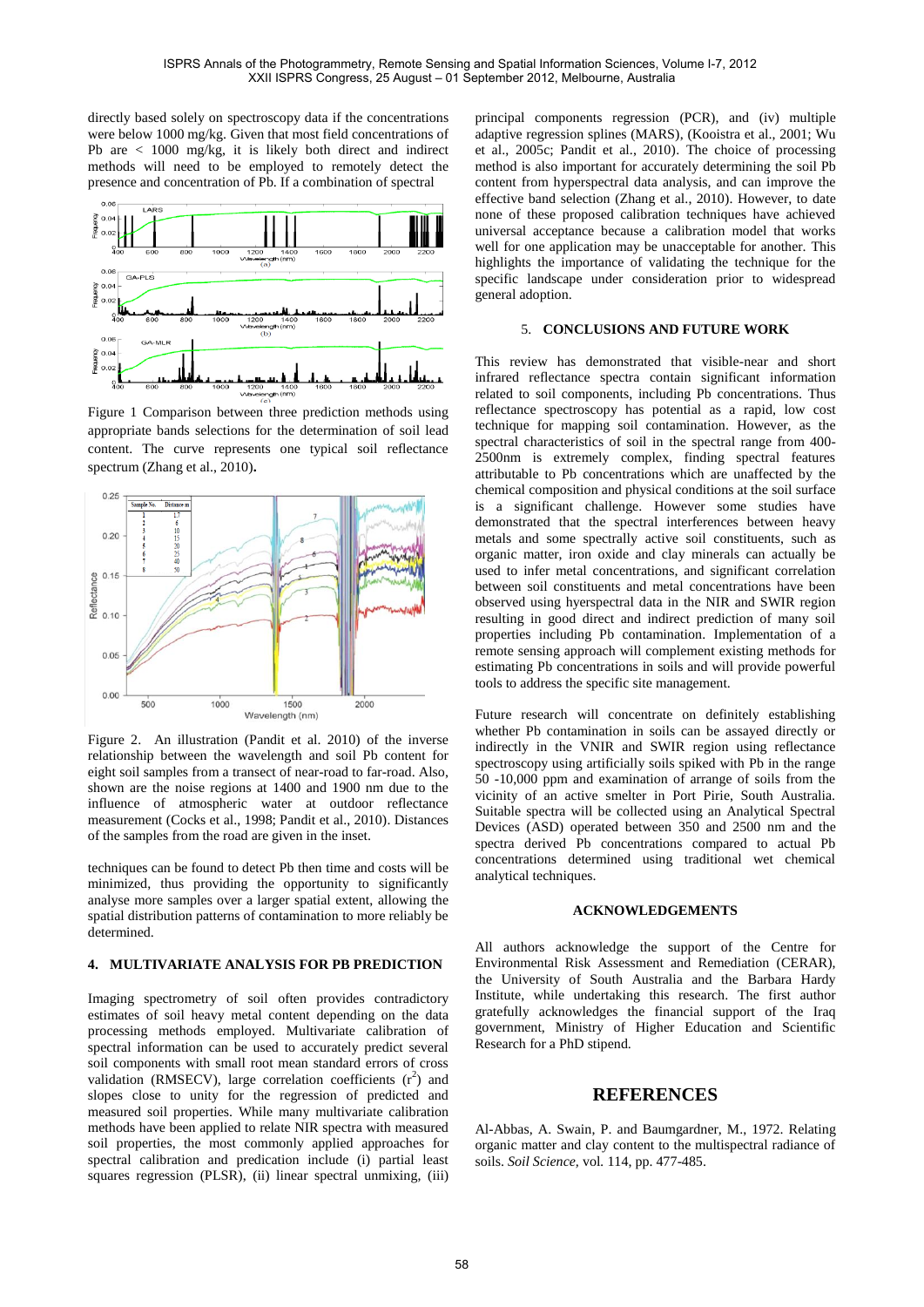directly based solely on spectroscopy data if the concentrations were below 1000 mg/kg. Given that most field concentrations of Pb are < 1000 mg/kg, it is likely both direct and indirect methods will need to be employed to remotely detect the presence and concentration of Pb. If a combination of spectral

Figure 1 Comparison between three prediction methods using appropriate bands selections for the determination of soil lead content. The curve represents one typical soil reflectance spectrum (Zhang et al., 2010).

Figure 2. An illustration (Pandit et al. 2010) of the inverse relationship between the wavelength and soil Pb content for eight soil samples from a transect of near-road to far-road. Also, shown are the noise regions at 1400 and 1900 nm due to the influence of atmospheric water at outdoor reflectance measurement (Cocks et al., 1998; Pandit et al., 2010). Distances of the samples from the road are given in the inset.

techniques can be found to detect Pb then time and costs will be minimized, thus providing the opportunity to significantly analyse more samples over a larger spatial extent, allowing the spatial distribution patterns of contamination to more reliably be determined.

## 4. MULTIVARIATE ANALYSIS FOR PB PREDICTION

Imaging spectrometry of soil often provides contradictory estimates of soil heavy metal content depending on the data processing methods employed. Multivariate calibration of spectral information can be used to accurately predict several soil components with small root mean standard errors of cross validation (RMSECV), large correlation coefficients ($r^2$) and slopes close to unity for the regression of predicted and measured soil properties. While many multivariate calibration methods have been applied to relate NIR spectra with measured soil properties, the most commonly applied approaches for spectral calibration and predication include (i) partial least squares regression (PLSR), (ii) linear spectral unmixing, (iii) principal components regression (PCR), and (iv) multiple adaptive regression splines (MARS), (Kooistra et al., 2001; Wu et al., 2005c; Pandit et al., 2010). The choice of processing method is also important for accurately determining the soil Pb content from hyperspectral data analysis, and can improve the effective band selection (Zhang et al., 2010). However, to date none of these proposed calibration techniques have achieved universal acceptance because a calibration model that works well for one application may be unacceptable for another. This highlights the importance of validating the technique for the specific landscape under consideration prior to widespread general adoption.

## 5. CONCLUSIONS AND FUTURE WORK

This review has demonstrated that visible-near and short infrared reflectance spectra contain significant information related to soil components, including Pb concentrations. Thus reflectance spectroscopy has potential as a rapid, low cost technique for mapping soil contamination. However, as the spectral characteristics of soil in the spectral range from 400-2500nm is extremely complex, finding spectral features attributable to Pb concentrations which are unaffected by the chemical composition and physical conditions at the soil surface is a significant challenge. However some studies have demonstrated that the spectral interferences between heavy metals and some spectrally active soil constituents, such as organic matter, iron oxide and clay minerals can actually be used to infer metal concentrations, and significant correlation between soil constituents and metal concentrations have been observed using hyerspectral data in the NIR and SWIR region resulting in good direct and indirect prediction of many soil properties including Pb contamination. Implementation of a remote sensing approach will complement existing methods for estimating Pb concentrations in soils and will provide powerful tools to address the specific site management.

Future research will concentrate on definitely establishing whether Pb contamination in soils can be assayed directly or indirectly in the VNIR and SWIR region using reflectance spectroscopy using artificially soils spiked with Pb in the range 50 -10,000 ppm and examination of arrange of soils from the vicinity of an active smelter in Port Pirie, South Australia. Suitable spectra will be collected using an Analytical Spectral Devices (ASD) operated between 350 and 2500 nm and the spectra derived Pb concentrations compared to actual Pb concentrations determined using traditional wet chemical analytical techniques.

## ACKNOWLEDGEMENTS

All authors acknowledge the support of the Centre for Environmental Risk Assessment and Remediation (CERAR), the University of South Australia and the Barbara Hardy Institute, while undertaking this research. The first author gratefully acknowledges the financial support of the Iraq government, Ministry of Higher Education and Scientific Research for a PhD stipend.

# REFERENCES

Al-Abbas, A. Swain, P. and Baumgardner, M., 1972. Relating organic matter and clay content to the multispectral radiance of soils. *Soil Science,* vol. 114, pp. 477-485.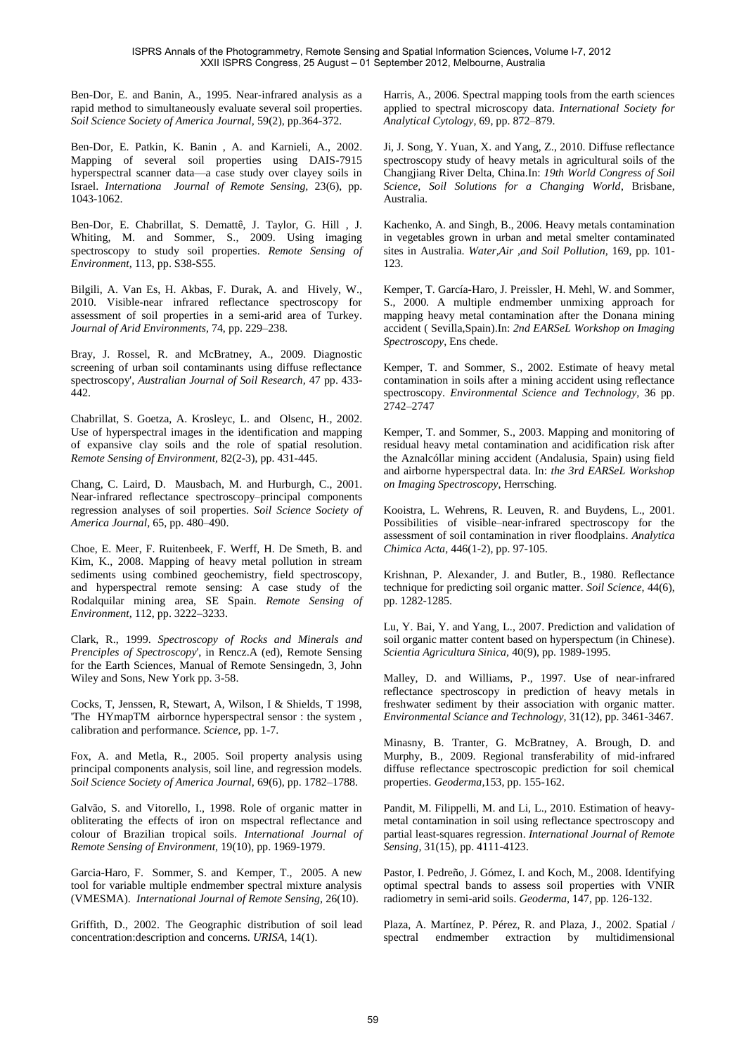Ben-Dor, E. and Banin, A., 1995. Near-infrared analysis as a rapid method to simultaneously evaluate several soil properties. *Soil Science Society of America Journal*, 59(2), pp.364-372.

Ben-Dor, E. Patkin, K. Banin , A. and Karnieli, A., 2002. Mapping of several soil properties using DAIS-7915 hyperspectral scanner data—a case study over clayey soils in Israel. *Internationa Journal of Remote Sensing*, 23(6), pp. 1043-1062.

Ben-Dor, E. Chabrillat, S. Demattê, J. Taylor, G. Hill , J. Whiting, M. and Sommer, S., 2009. Using imaging spectroscopy to study soil properties. *Remote Sensing of Environment*, 113, pp. S38-S55.

Bilgili, A. Van Es, H. Akbas, F. Durak, A. and Hively, W., 2010. Visible-near infrared reflectance spectroscopy for assessment of soil properties in a semi-arid area of Turkey. *Journal of Arid Environments*, 74, pp. 229–238.

Bray, J. Rossel, R. and McBratney, A., 2009. Diagnostic screening of urban soil contaminants using diffuse reflectance spectroscopy', *Australian Journal of Soil Research*, 47 pp. 433-442.

Chabrillat, S. Goetza, A. Krosleyc, L. and Olsenc, H., 2002. Use of hyperspectral images in the identification and mapping of expansive clay soils and the role of spatial resolution. *Remote Sensing of Environment*, 82(2-3), pp. 431-445.

Chang, C. Laird, D. Mausbach, M. and Hurburgh, C., 2001. Near-infrared reflectance spectroscopy–principal components regression analyses of soil properties. *Soil Science Society of America Journal*, 65, pp. 480–490.

Choe, E. Meer, F. Ruitenbeek, F. Werff, H. De Smeth, B. and Kim, K., 2008. Mapping of heavy metal pollution in stream sediments using combined geochemistry, field spectroscopy, and hyperspectral remote sensing: A case study of the Rodalquilar mining area, SE Spain. *Remote Sensing of Environment*, 112, pp. 3222–3233.

Clark, R., 1999. *Spectroscopy of Rocks and Minerals and Prenciples of Spectroscopy*', in Rencz.A (ed), Remote Sensing for the Earth Sciences, Manual of Remote Sensingedn, 3, John Wiley and Sons, New York pp. 3-58.

Cocks, T, Jenssen, R, Stewart, A, Wilson, I & Shields, T 1998, 'The HYmapTM airbornce hyperspectral sensor : the system , calibration and performance. *Science*, pp. 1-7.

Fox, A. and Metla, R., 2005. Soil property analysis using principal components analysis, soil line, and regression models. *Soil Science Society of America Journal*, 69(6), pp. 1782–1788.

Galvão, S. and Vitorello, I., 1998. Role of organic matter in obliterating the effects of iron on mspectral reflectance and colour of Brazilian tropical soils. *International Journal of Remote Sensing of Environment*, 19(10), pp. 1969-1979.

Garcia-Haro, F. Sommer, S. and Kemper, T., 2005. A new tool for variable multiple endmember spectral mixture analysis (VMESMA). *International Journal of Remote Sensing*, 26(10).

Griffith, D., 2002. The Geographic distribution of soil lead concentration:description and concerns. *URISA*, 14(1).

Harris, A., 2006. Spectral mapping tools from the earth sciences applied to spectral microscopy data. *International Society for Analytical Cytology*, 69, pp. 872–879.

Ji, J. Song, Y. Yuan, X. and Yang, Z., 2010. Diffuse reflectance spectroscopy study of heavy metals in agricultural soils of the Changjiang River Delta, China.In: *19th World Congress of Soil Science, Soil Solutions for a Changing World*, Brisbane, Australia.

Kachenko, A. and Singh, B., 2006. Heavy metals contamination in vegetables grown in urban and metal smelter contaminated sites in Australia. *Water,Air ,and Soil Pollution*, 169, pp. 101-123.

Kemper, T. García-Haro, J. Preissler, H. Mehl, W. and Sommer, S., 2000. A multiple endmember unmixing approach for mapping heavy metal contamination after the Donana mining accident ( Sevilla,Spain).In: *2nd EARSeL Workshop on Imaging Spectroscopy*, Ens chede.

Kemper, T. and Sommer, S., 2002. Estimate of heavy metal contamination in soils after a mining accident using reflectance spectroscopy. *Environmental Science and Technology*, 36 pp. 2742–2747

Kemper, T. and Sommer, S., 2003. Mapping and monitoring of residual heavy metal contamination and acidification risk after the Aznalcóllar mining accident (Andalusia, Spain) using field and airborne hyperspectral data. In: *the 3rd EARSeL Workshop on Imaging Spectroscopy*, Herrsching.

Kooistra, L. Wehrens, R. Leuven, R. and Buydens, L., 2001. Possibilities of visible–near-infrared spectroscopy for the assessment of soil contamination in river floodplains. *Analytica Chimica Acta*, 446(1-2), pp. 97-105.

Krishnan, P. Alexander, J. and Butler, B., 1980. Reflectance technique for predicting soil organic matter. *Soil Science*, 44(6), pp. 1282-1285.

Lu, Y. Bai, Y. and Yang, L., 2007. Prediction and validation of soil organic matter content based on hyperspectum (in Chinese). *Scientia Agricultura Sinica*, 40(9), pp. 1989-1995.

Malley, D. and Williams, P., 1997. Use of near-infrared reflectance spectroscopy in prediction of heavy metals in freshwater sediment by their association with organic matter. *Environmental Sciance and Technology*, 31(12), pp. 3461-3467.

Minasny, B. Tranter, G. McBratney, A. Brough, D. and Murphy, B., 2009. Regional transferability of mid-infrared diffuse reflectance spectroscopic prediction for soil chemical properties. *Geoderma*,153, pp. 155-162.

Pandit, M. Filippelli, M. and Li, L., 2010. Estimation of heavy-metal contamination in soil using reflectance spectroscopy and partial least-squares regression. *International Journal of Remote Sensing*, 31(15), pp. 4111-4123.

Pastor, I. Pedreño, J. Gómez, I. and Koch, M., 2008. Identifying optimal spectral bands to assess soil properties with VNIR radiometry in semi-arid soils. *Geoderma*, 147, pp. 126-132.

Plaza, A. Martínez, P. Pérez, R. and Plaza, J., 2002. Spatial / spectral endmember extraction by multidimensional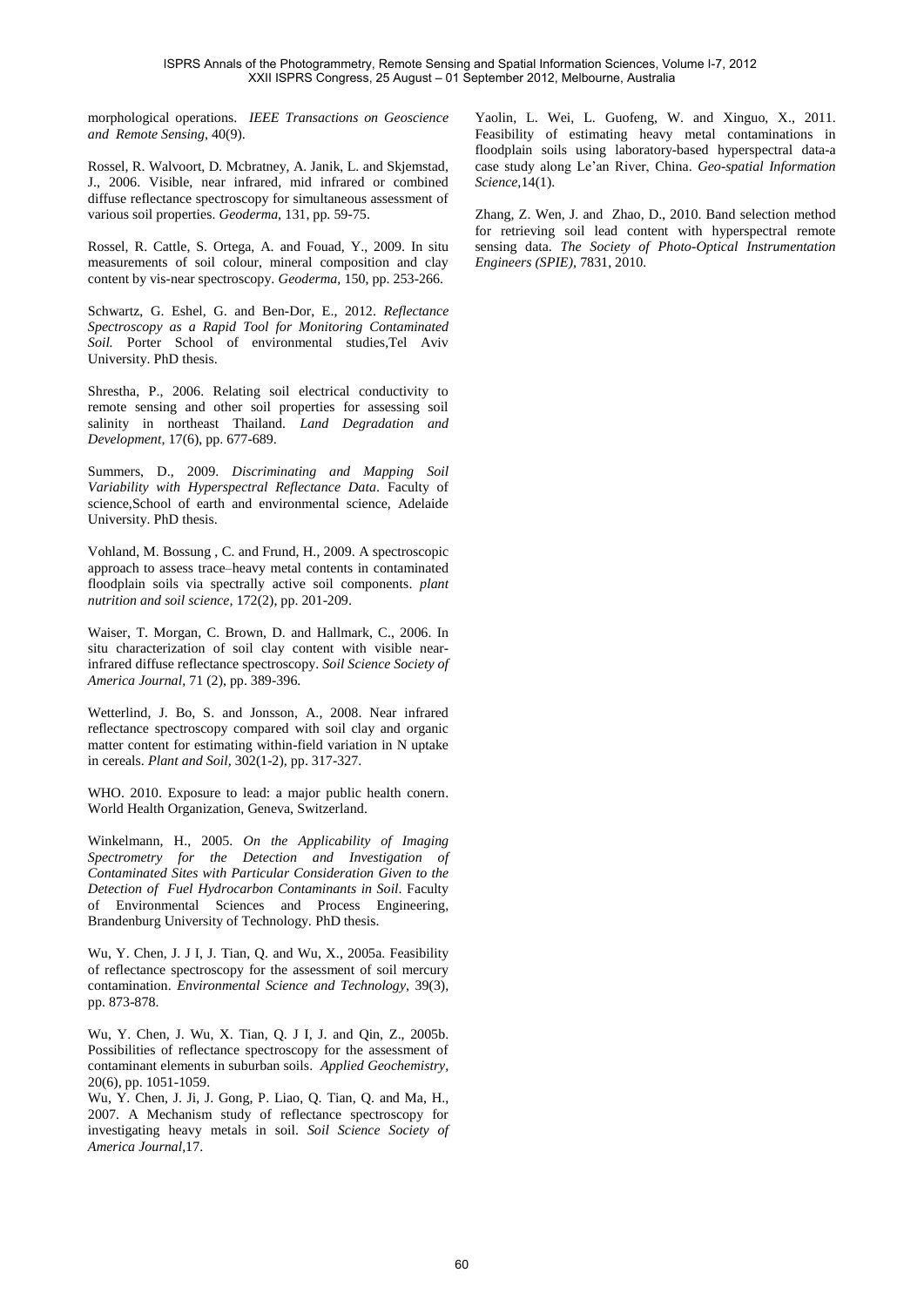morphological operations. *IEEE Transactions on Geoscience and Remote Sensing*, 40(9).

Rossel, R. Walvoort, D. Mcbratney, A. Janik, L. and Skjemstad, J., 2006. Visible, near infrared, mid infrared or combined diffuse reflectance spectroscopy for simultaneous assessment of various soil properties. *Geoderma*, 131, pp. 59-75.

Rossel, R. Cattle, S. Ortega, A. and Fouad, Y., 2009. In situ measurements of soil colour, mineral composition and clay content by vis-near spectroscopy. *Geoderma*, 150, pp. 253-266.

Schwartz, G. Eshel, G. and Ben-Dor, E., 2012. *Reflectance Spectroscopy as a Rapid Tool for Monitoring Contaminated Soil.* Porter School of environmental studies,Tel Aviv University. PhD thesis.

Shrestha, P., 2006. Relating soil electrical conductivity to remote sensing and other soil properties for assessing soil salinity in northeast Thailand. *Land Degradation and Development,* 17(6), pp. 677-689.

Summers, D., 2009. *Discriminating and Mapping Soil Variability with Hyperspectral Reflectance Data*. Faculty of science,School of earth and environmental science, Adelaide University. PhD thesis.

Vohland, M. Bossung , C. and Frund, H., 2009. A spectroscopic approach to assess trace–heavy metal contents in contaminated floodplain soils via spectrally active soil components. *plant nutrition and soil science*, 172(2), pp. 201-209.

Waiser, T. Morgan, C. Brown, D. and Hallmark, C., 2006. In situ characterization of soil clay content with visible near-infrared diffuse reflectance spectroscopy. *Soil Science Society of America Journal,* 71 (2), pp. 389-396.

Wetterlind, J. Bo, S. and Jonsson, A., 2008. Near infrared reflectance spectroscopy compared with soil clay and organic matter content for estimating within-field variation in N uptake in cereals. *Plant and Soil*, 302(1-2), pp. 317-327.

WHO. 2010. Exposure to lead: a major public health conern. World Health Organization, Geneva, Switzerland.

Winkelmann, H., 2005. *On the Applicability of Imaging Spectrometry for the Detection and Investigation of Contaminated Sites with Particular Consideration Given to the Detection of Fuel Hydrocarbon Contaminants in Soil*. Faculty of Environmental Sciences and Process Engineering, Brandenburg University of Technology. PhD thesis.

Wu, Y. Chen, J. J I, J. Tian, Q. and Wu, X., 2005a. Feasibility of reflectance spectroscopy for the assessment of soil mercury contamination. *Environmental Science and Technology*, 39(3), pp. 873-878.

Wu, Y. Chen, J. Wu, X. Tian, Q. J I, J. and Qin, Z., 2005b. Possibilities of reflectance spectroscopy for the assessment of contaminant elements in suburban soils. *Applied Geochemistry*, 20(6), pp. 1051-1059.

Wu, Y. Chen, J. Ji, J. Gong, P. Liao, Q. Tian, Q. and Ma, H., 2007. A Mechanism study of reflectance spectroscopy for investigating heavy metals in soil. *Soil Science Society of America Journal*,17.

Yaolin, L. Wei, L. Guofeng, W. and Xinguo, X., 2011. Feasibility of estimating heavy metal contaminations in floodplain soils using laboratory-based hyperspectral data-a case study along Le'an River, China. *Geo-spatial Information Science*,14(1).

Zhang, Z. Wen, J. and Zhao, D., 2010. Band selection method for retrieving soil lead content with hyperspectral remote sensing data. *The Society of Photo-Optical Instrumentation Engineers (SPIE)*, 7831, 2010.